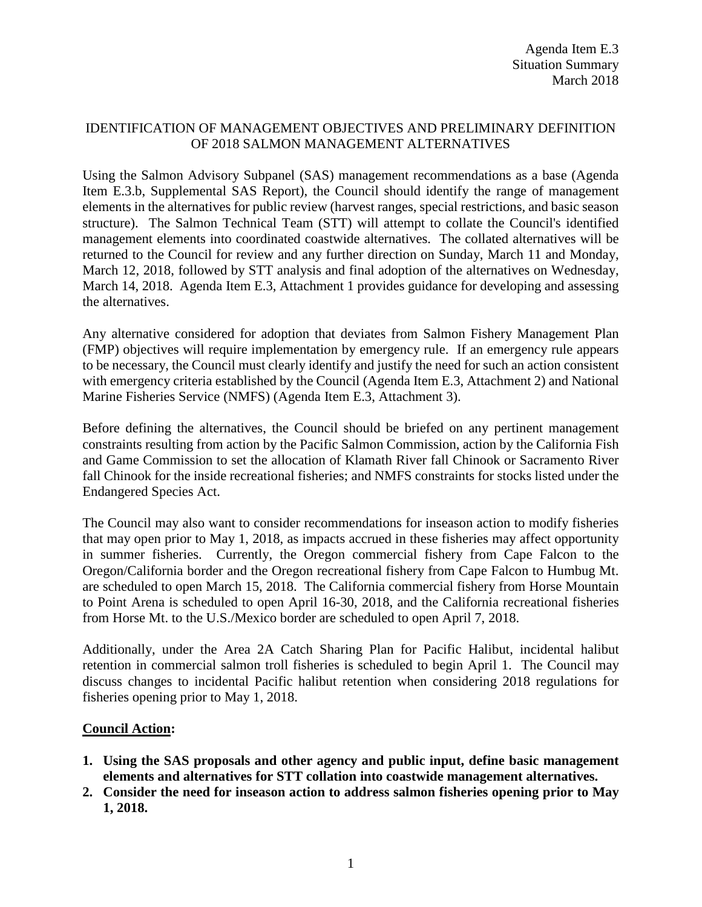Agenda Item E.3
Situation Summary
March 2018

# IDENTIFICATION OF MANAGEMENT OBJECTIVES AND PRELIMINARY DEFINITION OF 2018 SALMON MANAGEMENT ALTERNATIVES

Using the Salmon Advisory Subpanel (SAS) management recommendations as a base (Agenda Item E.3.b, Supplemental SAS Report), the Council should identify the range of management elements in the alternatives for public review (harvest ranges, special restrictions, and basic season structure). The Salmon Technical Team (STT) will attempt to collate the Council's identified management elements into coordinated coastwide alternatives. The collated alternatives will be returned to the Council for review and any further direction on Sunday, March 11 and Monday, March 12, 2018, followed by STT analysis and final adoption of the alternatives on Wednesday, March 14, 2018. Agenda Item E.3, Attachment 1 provides guidance for developing and assessing the alternatives.

Any alternative considered for adoption that deviates from Salmon Fishery Management Plan (FMP) objectives will require implementation by emergency rule. If an emergency rule appears to be necessary, the Council must clearly identify and justify the need for such an action consistent with emergency criteria established by the Council (Agenda Item E.3, Attachment 2) and National Marine Fisheries Service (NMFS) (Agenda Item E.3, Attachment 3).

Before defining the alternatives, the Council should be briefed on any pertinent management constraints resulting from action by the Pacific Salmon Commission, action by the California Fish and Game Commission to set the allocation of Klamath River fall Chinook or Sacramento River fall Chinook for the inside recreational fisheries; and NMFS constraints for stocks listed under the Endangered Species Act.

The Council may also want to consider recommendations for inseason action to modify fisheries that may open prior to May 1, 2018, as impacts accrued in these fisheries may affect opportunity in summer fisheries. Currently, the Oregon commercial fishery from Cape Falcon to the Oregon/California border and the Oregon recreational fishery from Cape Falcon to Humbug Mt. are scheduled to open March 15, 2018. The California commercial fishery from Horse Mountain to Point Arena is scheduled to open April 16-30, 2018, and the California recreational fisheries from Horse Mt. to the U.S./Mexico border are scheduled to open April 7, 2018.

Additionally, under the Area 2A Catch Sharing Plan for Pacific Halibut, incidental halibut retention in commercial salmon troll fisheries is scheduled to begin April 1. The Council may discuss changes to incidental Pacific halibut retention when considering 2018 regulations for fisheries opening prior to May 1, 2018.

## Council Action:

1. **Using the SAS proposals and other agency and public input, define basic management elements and alternatives for STT collation into coastwide management alternatives.**
2. **Consider the need for inseason action to address salmon fisheries opening prior to May 1, 2018.**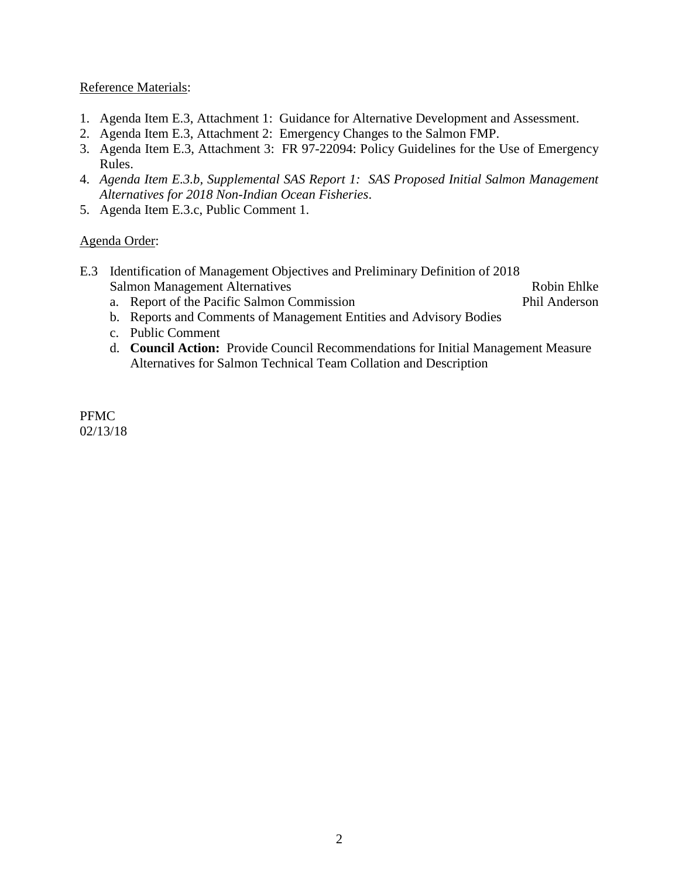Reference Materials:

1. Agenda Item E.3, Attachment 1: Guidance for Alternative Development and Assessment.
2. Agenda Item E.3, Attachment 2: Emergency Changes to the Salmon FMP.
3. Agenda Item E.3, Attachment 3: FR 97-22094: Policy Guidelines for the Use of Emergency Rules.
4. *Agenda Item E.3.b, Supplemental SAS Report 1: SAS Proposed Initial Salmon Management Alternatives for 2018 Non-Indian Ocean Fisheries*.
5. Agenda Item E.3.c, Public Comment 1.

Agenda Order:

E.3 Identification of Management Objectives and Preliminary Definition of 2018 Salmon Management Alternatives — Robin Ehlke

   a. Report of the Pacific Salmon Commission — Phil Anderson
   b. Reports and Comments of Management Entities and Advisory Bodies
   c. Public Comment
   d. **Council Action:** Provide Council Recommendations for Initial Management Measure Alternatives for Salmon Technical Team Collation and Description

PFMC
02/13/18